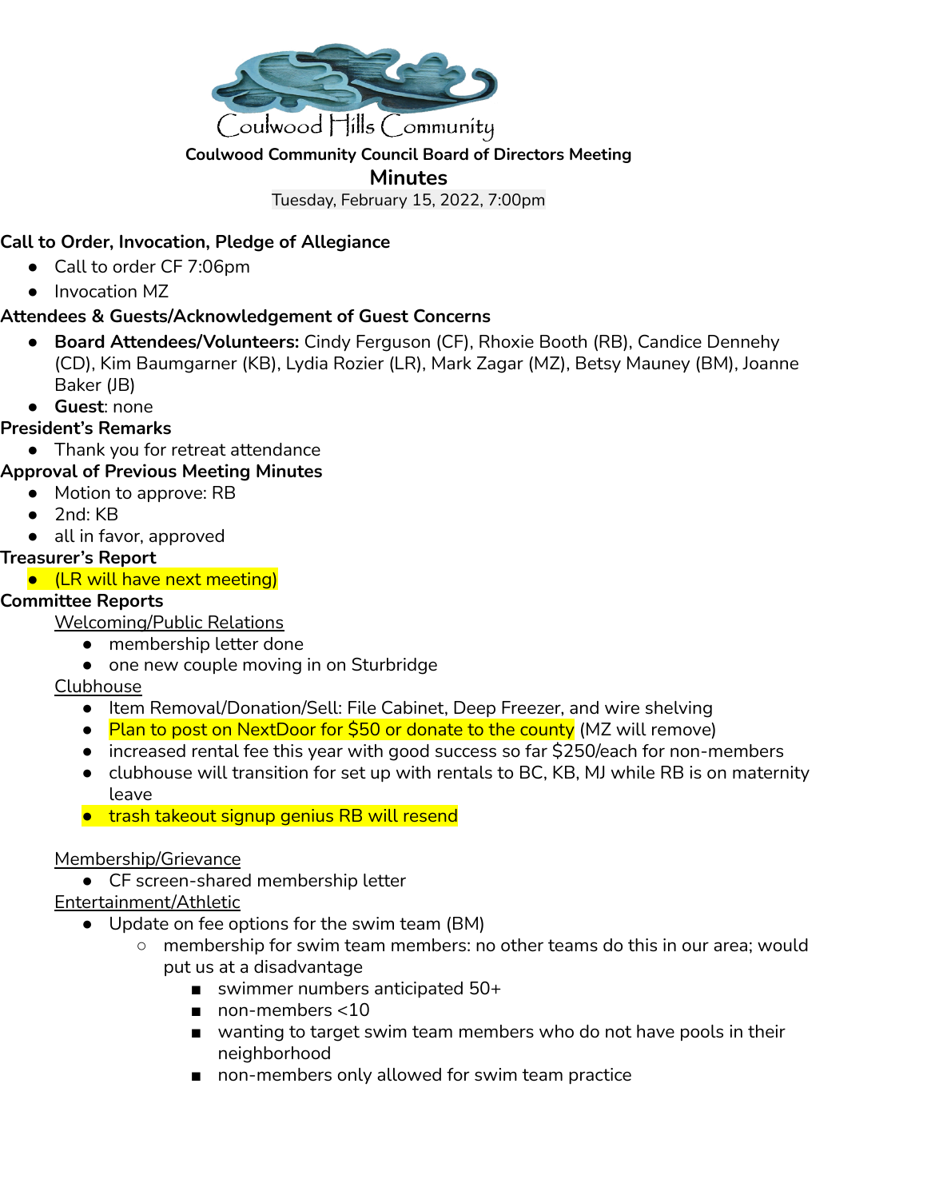Coulwood Hills Community

**Coulwood Community Council Board of Directors Meeting**

# Minutes

Tuesday, February 15, 2022, 7:00pm

**Call to Order, Invocation, Pledge of Allegiance**

- Call to order CF 7:06pm
- Invocation MZ

**Attendees & Guests/Acknowledgement of Guest Concerns**

- **Board Attendees/Volunteers:** Cindy Ferguson (CF), Rhoxie Booth (RB), Candice Dennehy (CD), Kim Baumgarner (KB), Lydia Rozier (LR), Mark Zagar (MZ), Betsy Mauney (BM), Joanne Baker (JB)
- **Guest**: none

**President's Remarks**

- Thank you for retreat attendance

**Approval of Previous Meeting Minutes**

- Motion to approve: RB
- 2nd: KB
- all in favor, approved

**Treasurer's Report**

- (LR will have next meeting)

**Committee Reports**

Welcoming/Public Relations

- membership letter done
- one new couple moving in on Sturbridge

Clubhouse

- Item Removal/Donation/Sell: File Cabinet, Deep Freezer, and wire shelving
- Plan to post on NextDoor for $50 or donate to the county (MZ will remove)
- increased rental fee this year with good success so far $250/each for non-members
- clubhouse will transition for set up with rentals to BC, KB, MJ while RB is on maternity leave
- trash takeout signup genius RB will resend

Membership/Grievance

- CF screen-shared membership letter

Entertainment/Athletic

- Update on fee options for the swim team (BM)
  - membership for swim team members: no other teams do this in our area; would put us at a disadvantage
    - swimmer numbers anticipated 50+
    - non-members <10
    - wanting to target swim team members who do not have pools in their neighborhood
    - non-members only allowed for swim team practice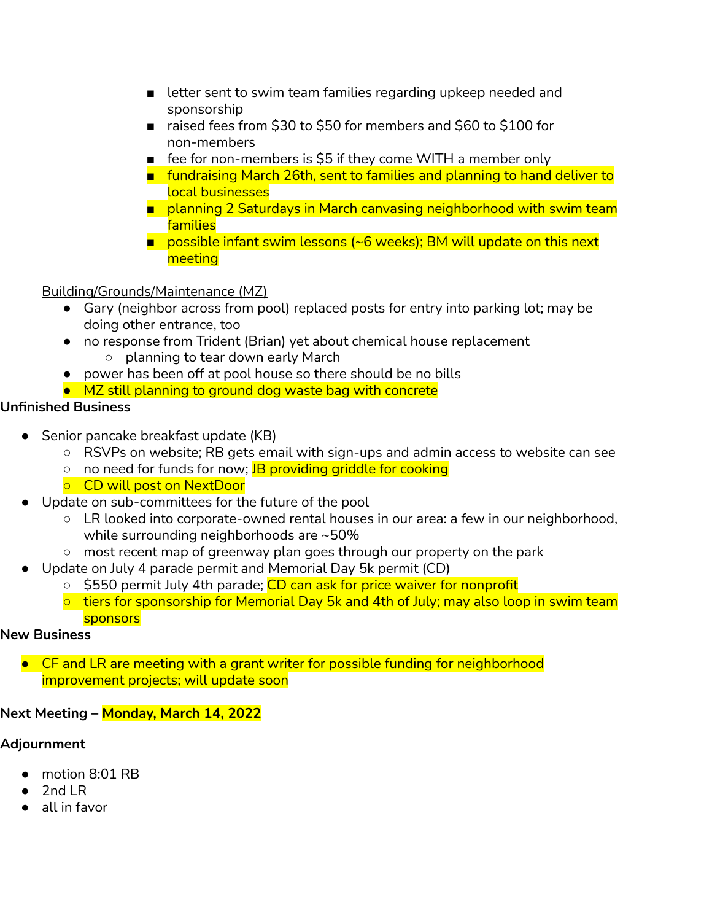- letter sent to swim team families regarding upkeep needed and sponsorship
        - raised fees from $30 to $50 for members and $60 to $100 for non-members
        - fee for non-members is $5 if they come WITH a member only
        - fundraising March 26th, sent to families and planning to hand deliver to local businesses
        - planning 2 Saturdays in March canvasing neighborhood with swim team families
        - possible infant swim lessons (~6 weeks); BM will update on this next meeting

<u>Building/Grounds/Maintenance (MZ)</u>

- Gary (neighbor across from pool) replaced posts for entry into parking lot; may be doing other entrance, too
- no response from Trident (Brian) yet about chemical house replacement
    - planning to tear down early March
- power has been off at pool house so there should be no bills
- MZ still planning to ground dog waste bag with concrete

**Unfinished Business**

- Senior pancake breakfast update (KB)
    - RSVPs on website; RB gets email with sign-ups and admin access to website can see
    - no need for funds for now; JB providing griddle for cooking
    - CD will post on NextDoor
- Update on sub-committees for the future of the pool
    - LR looked into corporate-owned rental houses in our area: a few in our neighborhood, while surrounding neighborhoods are ~50%
    - most recent map of greenway plan goes through our property on the park
- Update on July 4 parade permit and Memorial Day 5k permit (CD)
    - $550 permit July 4th parade; CD can ask for price waiver for nonprofit
    - tiers for sponsorship for Memorial Day 5k and 4th of July; may also loop in swim team sponsors

**New Business**

- CF and LR are meeting with a grant writer for possible funding for neighborhood improvement projects; will update soon

**Next Meeting** – **Monday, March 14, 2022**

**Adjournment**

- motion 8:01 RB
- 2nd LR
- all in favor